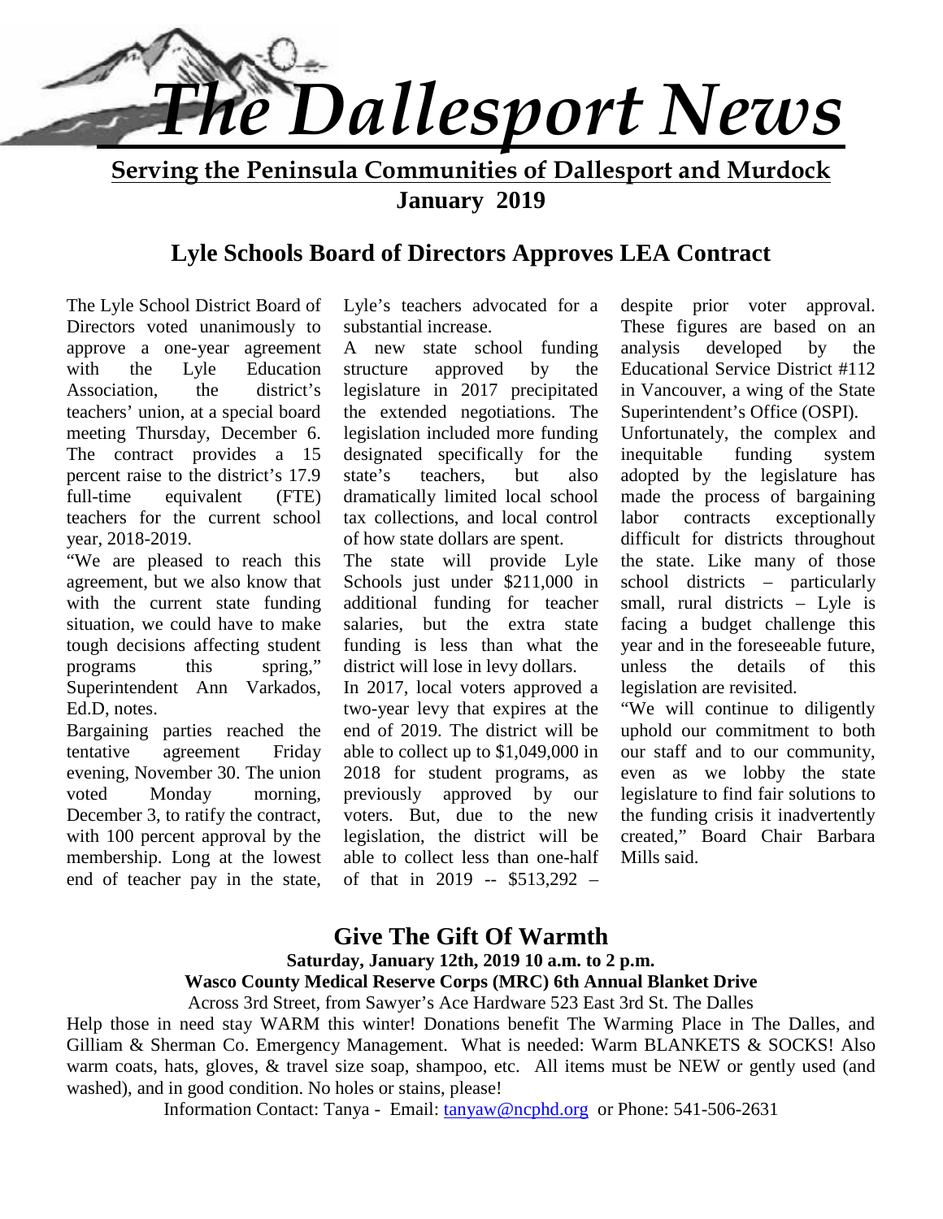# *The Dallesport News*

**Serving the Peninsula Communities of Dallesport and Murdock**

**January 2019**

## Lyle Schools Board of Directors Approves LEA Contract

The Lyle School District Board of Directors voted unanimously to approve a one-year agreement with the Lyle Education Association, the district's teachers' union, at a special board meeting Thursday, December 6. The contract provides a 15 percent raise to the district's 17.9 full-time equivalent (FTE) teachers for the current school year, 2018-2019.

"We are pleased to reach this agreement, but we also know that with the current state funding situation, we could have to make tough decisions affecting student programs this spring," Superintendent Ann Varkados, Ed.D, notes.

Bargaining parties reached the tentative agreement Friday evening, November 30. The union voted Monday morning, December 3, to ratify the contract, with 100 percent approval by the membership. Long at the lowest end of teacher pay in the state, Lyle's teachers advocated for a substantial increase.

A new state school funding structure approved by the legislature in 2017 precipitated the extended negotiations. The legislation included more funding designated specifically for the state's teachers, but also dramatically limited local school tax collections, and local control of how state dollars are spent.

The state will provide Lyle Schools just under $211,000 in additional funding for teacher salaries, but the extra state funding is less than what the district will lose in levy dollars.

In 2017, local voters approved a two-year levy that expires at the end of 2019. The district will be able to collect up to $1,049,000 in 2018 for student programs, as previously approved by our voters. But, due to the new legislation, the district will be able to collect less than one-half of that in 2019 -- $513,292 – despite prior voter approval. These figures are based on an analysis developed by the Educational Service District #112 in Vancouver, a wing of the State Superintendent's Office (OSPI).

Unfortunately, the complex and inequitable funding system adopted by the legislature has made the process of bargaining labor contracts exceptionally difficult for districts throughout the state. Like many of those school districts – particularly small, rural districts – Lyle is facing a budget challenge this year and in the foreseeable future, unless the details of this legislation are revisited.

"We will continue to diligently uphold our commitment to both our staff and to our community, even as we lobby the state legislature to find fair solutions to the funding crisis it inadvertently created," Board Chair Barbara Mills said.

## Give The Gift Of Warmth

**Saturday, January 12th, 2019 10 a.m. to 2 p.m.**

**Wasco County Medical Reserve Corps (MRC) 6th Annual Blanket Drive**

Across 3rd Street, from Sawyer's Ace Hardware 523 East 3rd St. The Dalles

Help those in need stay WARM this winter! Donations benefit The Warming Place in The Dalles, and Gilliam & Sherman Co. Emergency Management. What is needed: Warm BLANKETS & SOCKS! Also warm coats, hats, gloves, & travel size soap, shampoo, etc. All items must be NEW or gently used (and washed), and in good condition. No holes or stains, please!

Information Contact: Tanya - Email: tanyaw@ncphd.org or Phone: 541-506-2631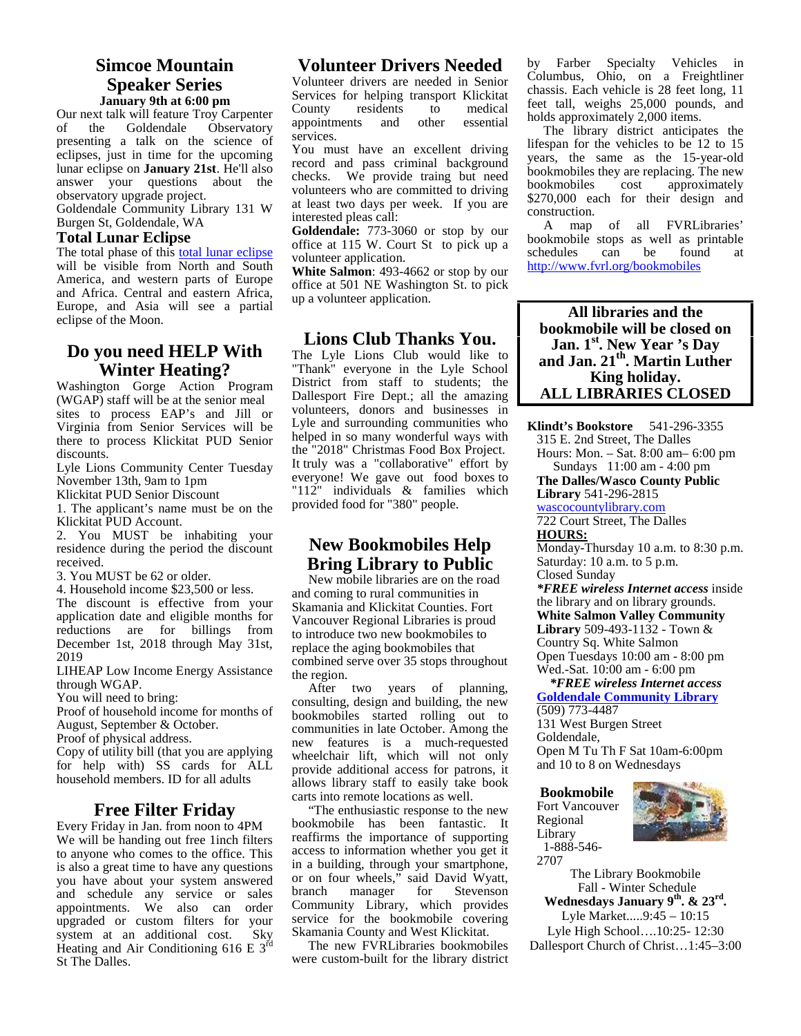## Simcoe Mountain Speaker Series

**January 9th at 6:00 pm**

Our next talk will feature Troy Carpenter of the Goldendale Observatory presenting a talk on the science of eclipses, just in time for the upcoming lunar eclipse on **January 21st**. He'll also answer your questions about the observatory upgrade project.

Goldendale Community Library 131 W Burgen St, Goldendale, WA

### Total Lunar Eclipse

The total phase of this total lunar eclipse will be visible from North and South America, and western parts of Europe and Africa. Central and eastern Africa, Europe, and Asia will see a partial eclipse of the Moon.

## Do you need HELP With Winter Heating?

Washington Gorge Action Program (WGAP) staff will be at the senior meal sites to process EAP's and Jill or Virginia from Senior Services will be there to process Klickitat PUD Senior discounts.

Lyle Lions Community Center Tuesday November 13th, 9am to 1pm

Klickitat PUD Senior Discount

1. The applicant's name must be on the Klickitat PUD Account.
2. You MUST be inhabiting your residence during the period the discount received.
3. You MUST be 62 or older.
4. Household income $23,500 or less.

The discount is effective from your application date and eligible months for reductions are for billings from December 1st, 2018 through May 31st, 2019

LIHEAP Low Income Energy Assistance through WGAP.

You will need to bring:

Proof of household income for months of August, September & October.

Proof of physical address.

Copy of utility bill (that you are applying for help with) SS cards for ALL household members. ID for all adults

## Free Filter Friday

Every Friday in Jan. from noon to 4PM We will be handing out free 1inch filters to anyone who comes to the office. This is also a great time to have any questions you have about your system answered and schedule any service or sales appointments. We also can order upgraded or custom filters for your system at an additional cost. Sky Heating and Air Conditioning 616 E 3rd St The Dalles.

## Volunteer Drivers Needed

Volunteer drivers are needed in Senior Services for helping transport Klickitat County residents to medical appointments and other essential services.

You must have an excellent driving record and pass criminal background checks. We provide traing but need volunteers who are committed to driving at least two days per week. If you are interested pleas call:

**Goldendale:** 773-3060 or stop by our office at 115 W. Court St to pick up a volunteer application.

**White Salmon**: 493-4662 or stop by our office at 501 NE Washington St. to pick up a volunteer application.

## Lions Club Thanks You.

The Lyle Lions Club would like to "Thank" everyone in the Lyle School District from staff to students; the Dallesport Fire Dept.; all the amazing volunteers, donors and businesses in Lyle and surrounding communities who helped in so many wonderful ways with the "2018" Christmas Food Box Project. It truly was a "collaborative" effort by everyone! We gave out food boxes to "112" individuals & families which provided food for "380" people.

## New Bookmobiles Help Bring Library to Public

New mobile libraries are on the road and coming to rural communities in Skamania and Klickitat Counties. Fort Vancouver Regional Libraries is proud to introduce two new bookmobiles to replace the aging bookmobiles that combined serve over 35 stops throughout the region.

After two years of planning, consulting, design and building, the new bookmobiles started rolling out to communities in late October. Among the new features is a much-requested wheelchair lift, which will not only provide additional access for patrons, it allows library staff to easily take book carts into remote locations as well.

"The enthusiastic response to the new bookmobile has been fantastic. It reaffirms the importance of supporting access to information whether you get it in a building, through your smartphone, or on four wheels," said David Wyatt, branch manager for Stevenson Community Library, which provides service for the bookmobile covering Skamania County and West Klickitat.

The new FVRLibraries bookmobiles were custom-built for the library district by Farber Specialty Vehicles in Columbus, Ohio, on a Freightliner chassis. Each vehicle is 28 feet long, 11 feet tall, weighs 25,000 pounds, and holds approximately 2,000 items.

The library district anticipates the lifespan for the vehicles to be 12 to 15 years, the same as the 15-year-old bookmobiles they are replacing. The new bookmobiles cost approximately $270,000 each for their design and construction.

A map of all FVRLibraries' bookmobile stops as well as printable schedules can be found at http://www.fvrl.org/bookmobiles

**All libraries and the bookmobile will be closed on Jan. 1st. New Year 's Day and Jan. 21th. Martin Luther King holiday. ALL LIBRARIES CLOSED**

**Klindt's Bookstore** 541-296-3355
315 E. 2nd Street, The Dalles
Hours: Mon. – Sat. 8:00 am– 6:00 pm
Sundays 11:00 am - 4:00 pm

**The Dalles/Wasco County Public Library** 541-296-2815
wascocountylibrary.com
722 Court Street, The Dalles
**HOURS:**
Monday-Thursday 10 a.m. to 8:30 p.m.
Saturday: 10 a.m. to 5 p.m.
Closed Sunday
***FREE wireless Internet access** inside the library and on library grounds.

**White Salmon Valley Community Library** 509-493-1132 - Town & Country Sq. White Salmon
Open Tuesdays 10:00 am - 8:00 pm
Wed.-Sat. 10:00 am - 6:00 pm
***FREE wireless Internet access***

**Goldendale Community Library**
(509) 773-4487
131 West Burgen Street
Goldendale,
Open M Tu Th F Sat 10am-6:00pm and 10 to 8 on Wednesdays

**Bookmobile**
Fort Vancouver Regional Library
1-888-546-2707

The Library Bookmobile
Fall - Winter Schedule
**Wednesdays January 9th. & 23rd.**
Lyle Market.....9:45 – 10:15
Lyle High School….10:25- 12:30
Dallesport Church of Christ…1:45–3:00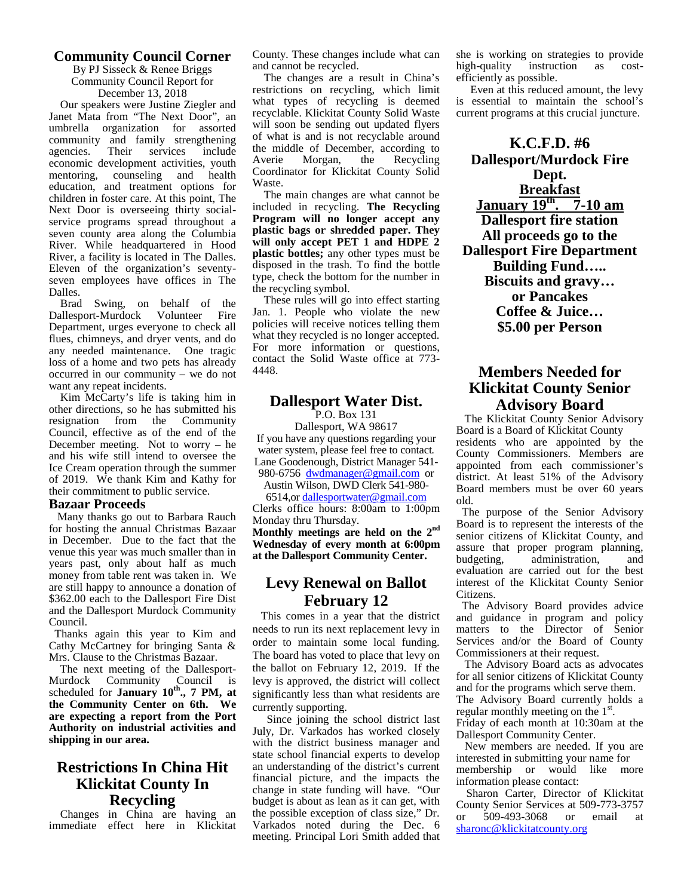## Community Council Corner

By PJ Sisseck & Renee Briggs
Community Council Report for
December 13, 2018

Our speakers were Justine Ziegler and Janet Mata from "The Next Door", an umbrella organization for assorted community and family strengthening agencies. Their services include economic development activities, youth mentoring, counseling and health education, and treatment options for children in foster care. At this point, The Next Door is overseeing thirty social-service programs spread throughout a seven county area along the Columbia River. While headquartered in Hood River, a facility is located in The Dalles. Eleven of the organization's seventy-seven employees have offices in The Dalles.

Brad Swing, on behalf of the Dallesport-Murdock Volunteer Fire Department, urges everyone to check all flues, chimneys, and dryer vents, and do any needed maintenance. One tragic loss of a home and two pets has already occurred in our community – we do not want any repeat incidents.

Kim McCarty's life is taking him in other directions, so he has submitted his resignation from the Community Council, effective as of the end of the December meeting. Not to worry – he and his wife still intend to oversee the Ice Cream operation through the summer of 2019. We thank Kim and Kathy for their commitment to public service.

### Bazaar Proceeds

Many thanks go out to Barbara Rauch for hosting the annual Christmas Bazaar in December. Due to the fact that the venue this year was much smaller than in years past, only about half as much money from table rent was taken in. We are still happy to announce a donation of $362.00 each to the Dallesport Fire Dist and the Dallesport Murdock Community Council.

Thanks again this year to Kim and Cathy McCartney for bringing Santa & Mrs. Clause to the Christmas Bazaar.

The next meeting of the Dallesport-Murdock Community Council is scheduled for **January 10th., 7 PM, at the Community Center on 6th. We are expecting a report from the Port Authority on industrial activities and shipping in our area.**

## Restrictions In China Hit Klickitat County In Recycling

Changes in China are having an immediate effect here in Klickitat County. These changes include what can and cannot be recycled.

The changes are a result in China's restrictions on recycling, which limit what types of recycling is deemed recyclable. Klickitat County Solid Waste will soon be sending out updated flyers of what is and is not recyclable around the middle of December, according to Averie Morgan, the Recycling Coordinator for Klickitat County Solid Waste.

The main changes are what cannot be included in recycling. **The Recycling Program will no longer accept any plastic bags or shredded paper. They will only accept PET 1 and HDPE 2 plastic bottles;** any other types must be disposed in the trash. To find the bottle type, check the bottom for the number in the recycling symbol.

These rules will go into effect starting Jan. 1. People who violate the new policies will receive notices telling them what they recycled is no longer accepted. For more information or questions, contact the Solid Waste office at 773-4448.

## Dallesport Water Dist.

P.O. Box 131
Dallesport, WA 98617

If you have any questions regarding your water system, please feel free to contact. Lane Goodenough, District Manager 541-980-6756 dwdmanager@gmail.com or Austin Wilson, DWD Clerk 541-980-6514,or dallesportwater@gmail.com

Clerks office hours: 8:00am to 1:00pm Monday thru Thursday.

**Monthly meetings are held on the 2nd Wednesday of every month at 6:00pm at the Dallesport Community Center.**

## Levy Renewal on Ballot February 12

This comes in a year that the district needs to run its next replacement levy in order to maintain some local funding. The board has voted to place that levy on the ballot on February 12, 2019. If the levy is approved, the district will collect significantly less than what residents are currently supporting.

Since joining the school district last July, Dr. Varkados has worked closely with the district business manager and state school financial experts to develop an understanding of the district's current financial picture, and the impacts the change in state funding will have. "Our budget is about as lean as it can get, with the possible exception of class size," Dr. Varkados noted during the Dec. 6 meeting. Principal Lori Smith added that she is working on strategies to provide high-quality instruction as cost-efficiently as possible.

Even at this reduced amount, the levy is essential to maintain the school's current programs at this crucial juncture.

## K.C.F.D. #6
## Dallesport/Murdock Fire Dept.

**<u>Breakfast</u>**
**<u>January 19th. 7-10 am</u>**
**Dallesport fire station**
**All proceeds go to the Dallesport Fire Department Building Fund…..**
**Biscuits and gravy…**
**or Pancakes**
**Coffee & Juice…**
**$5.00 per Person**

## Members Needed for Klickitat County Senior Advisory Board

The Klickitat County Senior Advisory Board is a Board of Klickitat County residents who are appointed by the County Commissioners. Members are appointed from each commissioner's district. At least 51% of the Advisory Board members must be over 60 years old.

The purpose of the Senior Advisory Board is to represent the interests of the senior citizens of Klickitat County, and assure that proper program planning, budgeting, administration, and evaluation are carried out for the best interest of the Klickitat County Senior Citizens.

The Advisory Board provides advice and guidance in program and policy matters to the Director of Senior Services and/or the Board of County Commissioners at their request.

The Advisory Board acts as advocates for all senior citizens of Klickitat County and for the programs which serve them. The Advisory Board currently holds a regular monthly meeting on the 1st. Friday of each month at 10:30am at the Dallesport Community Center.

New members are needed. If you are interested in submitting your name for membership or would like more information please contact:

Sharon Carter, Director of Klickitat County Senior Services at 509-773-3757 or 509-493-3068 or email at sharonc@klickitatcounty.org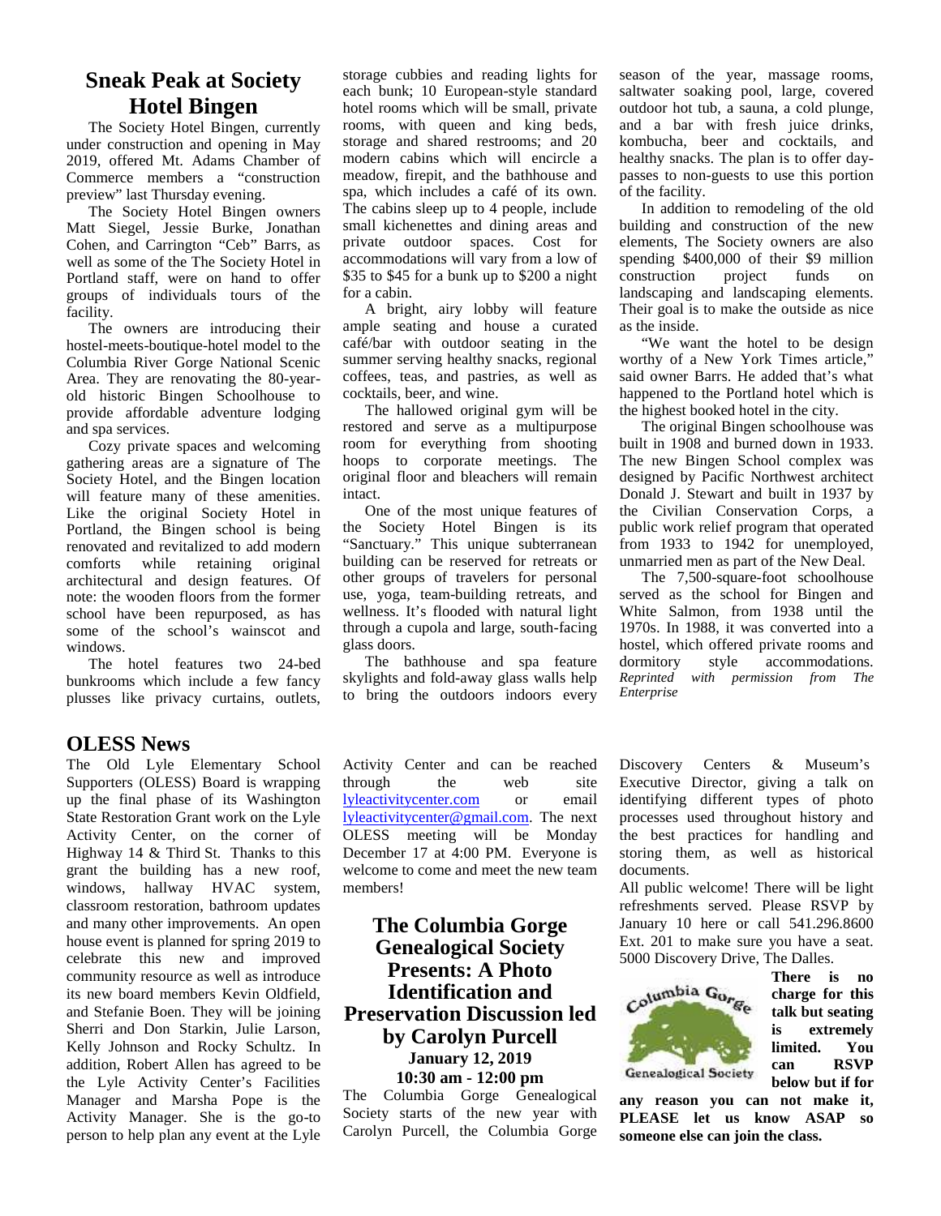## Sneak Peak at Society Hotel Bingen

The Society Hotel Bingen, currently under construction and opening in May 2019, offered Mt. Adams Chamber of Commerce members a "construction preview" last Thursday evening.

The Society Hotel Bingen owners Matt Siegel, Jessie Burke, Jonathan Cohen, and Carrington "Ceb" Barrs, as well as some of the The Society Hotel in Portland staff, were on hand to offer groups of individuals tours of the facility.

The owners are introducing their hostel-meets-boutique-hotel model to the Columbia River Gorge National Scenic Area. They are renovating the 80-year-old historic Bingen Schoolhouse to provide affordable adventure lodging and spa services.

Cozy private spaces and welcoming gathering areas are a signature of The Society Hotel, and the Bingen location will feature many of these amenities. Like the original Society Hotel in Portland, the Bingen school is being renovated and revitalized to add modern comforts while retaining original architectural and design features. Of note: the wooden floors from the former school have been repurposed, as has some of the school's wainscot and windows.

The hotel features two 24-bed bunkrooms which include a few fancy plusses like privacy curtains, outlets, storage cubbies and reading lights for each bunk; 10 European-style standard hotel rooms which will be small, private rooms, with queen and king beds, storage and shared restrooms; and 20 modern cabins which will encircle a meadow, firepit, and the bathhouse and spa, which includes a café of its own. The cabins sleep up to 4 people, include small kichenettes and dining areas and private outdoor spaces. Cost for accommodations will vary from a low of $35 to $45 for a bunk up to $200 a night for a cabin.

A bright, airy lobby will feature ample seating and house a curated café/bar with outdoor seating in the summer serving healthy snacks, regional coffees, teas, and pastries, as well as cocktails, beer, and wine.

The hallowed original gym will be restored and serve as a multipurpose room for everything from shooting hoops to corporate meetings. The original floor and bleachers will remain intact.

One of the most unique features of the Society Hotel Bingen is its "Sanctuary." This unique subterranean building can be reserved for retreats or other groups of travelers for personal use, yoga, team-building retreats, and wellness. It's flooded with natural light through a cupola and large, south-facing glass doors.

The bathhouse and spa feature skylights and fold-away glass walls help to bring the outdoors indoors every season of the year, massage rooms, saltwater soaking pool, large, covered outdoor hot tub, a sauna, a cold plunge, and a bar with fresh juice drinks, kombucha, beer and cocktails, and healthy snacks. The plan is to offer day-passes to non-guests to use this portion of the facility.

In addition to remodeling of the old building and construction of the new elements, The Society owners are also spending $400,000 of their $9 million construction project funds on landscaping and landscaping elements. Their goal is to make the outside as nice as the inside.

"We want the hotel to be design worthy of a New York Times article," said owner Barrs. He added that's what happened to the Portland hotel which is the highest booked hotel in the city.

The original Bingen schoolhouse was built in 1908 and burned down in 1933. The new Bingen School complex was designed by Pacific Northwest architect Donald J. Stewart and built in 1937 by the Civilian Conservation Corps, a public work relief program that operated from 1933 to 1942 for unemployed, unmarried men as part of the New Deal.

The 7,500-square-foot schoolhouse served as the school for Bingen and White Salmon, from 1938 until the 1970s. In 1988, it was converted into a hostel, which offered private rooms and dormitory style accommodations.

*Reprinted with permission from The Enterprise*

## OLESS News

The Old Lyle Elementary School Supporters (OLESS) Board is wrapping up the final phase of its Washington State Restoration Grant work on the Lyle Activity Center, on the corner of Highway 14 & Third St. Thanks to this grant the building has a new roof, windows, hallway HVAC system, classroom restoration, bathroom updates and many other improvements. An open house event is planned for spring 2019 to celebrate this new and improved community resource as well as introduce its new board members Kevin Oldfield, and Stefanie Boen. They will be joining Sherri and Don Starkin, Julie Larson, Kelly Johnson and Rocky Schultz. In addition, Robert Allen has agreed to be the Lyle Activity Center's Facilities Manager and Marsha Pope is the Activity Manager. She is the go-to person to help plan any event at the Lyle Activity Center and can be reached through the web site lyleactivitycenter.com or email lyleactivitycenter@gmail.com. The next OLESS meeting will be Monday December 17 at 4:00 PM. Everyone is welcome to come and meet the new team members!

## The Columbia Gorge Genealogical Society Presents: A Photo Identification and Preservation Discussion led by Carolyn Purcell

**January 12, 2019**

**10:30 am - 12:00 pm**

The Columbia Gorge Genealogical Society starts of the new year with Carolyn Purcell, the Columbia Gorge Discovery Centers & Museum's Executive Director, giving a talk on identifying different types of photo processes used throughout history and the best practices for handling and storing them, as well as historical documents.

All public welcome! There will be light refreshments served. Please RSVP by January 10 here or call 541.296.8600 Ext. 201 to make sure you have a seat. 5000 Discovery Drive, The Dalles.

Columbia Gorge Genealogical Society

**There is no charge for this talk but seating is extremely limited. You can RSVP below but if for any reason you can not make it, PLEASE let us know ASAP so someone else can join the class.**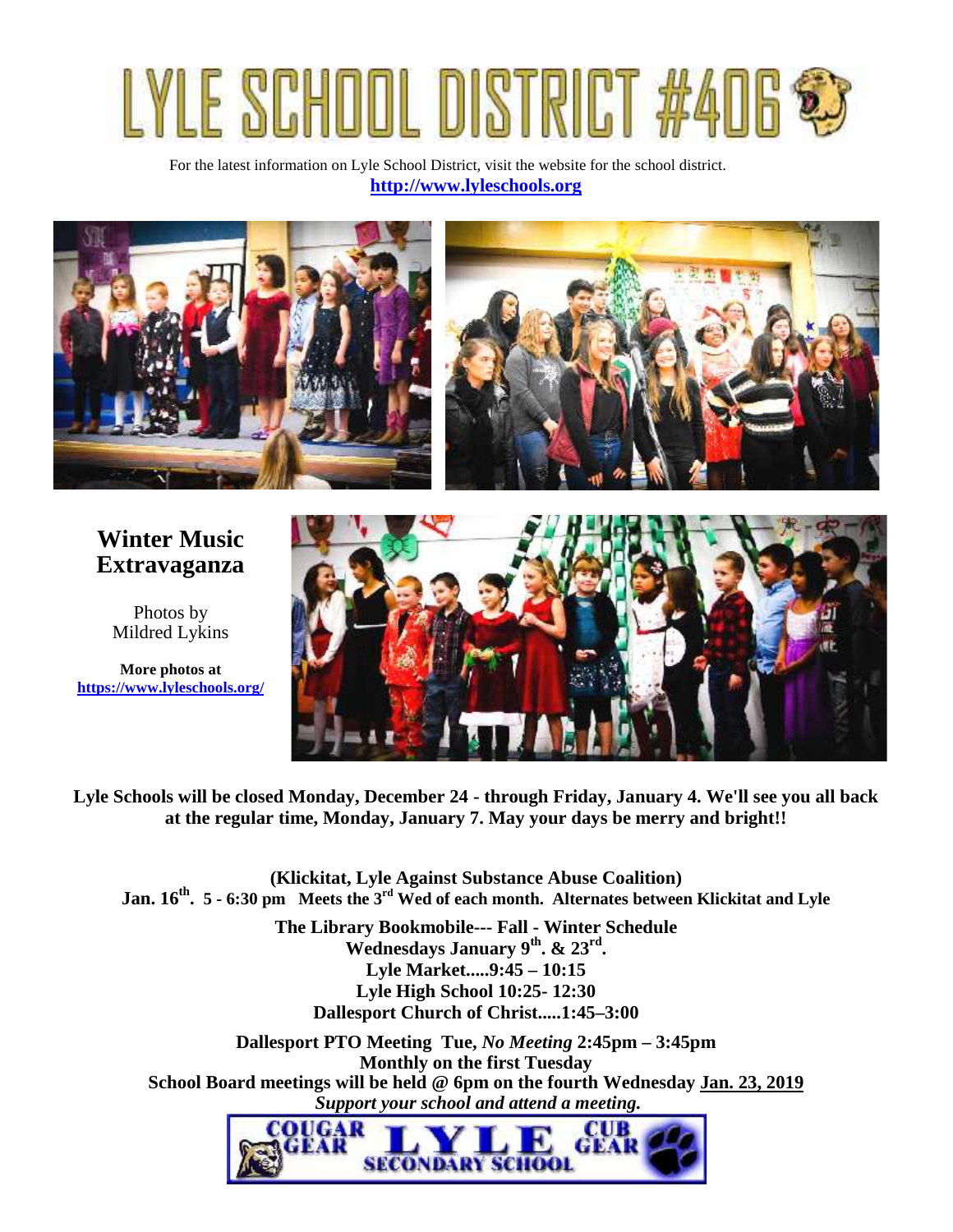# LYLE SCHOOL DISTRICT #406

For the latest information on Lyle School District, visit the website for the school district.
**http://www.lyleschools.org**

## Winter Music Extravaganza

Photos by
Mildred Lykins

**More photos at**
**https://www.lyleschools.org/**

**Lyle Schools will be closed Monday, December 24 - through Friday, January 4. We'll see you all back at the regular time, Monday, January 7. May your days be merry and bright!!**

**(Klickitat, Lyle Against Substance Abuse Coalition)**
**Jan. 16th. 5 - 6:30 pm Meets the 3rd Wed of each month. Alternates between Klickitat and Lyle**

**The Library Bookmobile--- Fall - Winter Schedule**
**Wednesdays January 9th. & 23rd.**
**Lyle Market.....9:45 – 10:15**
**Lyle High School 10:25- 12:30**
**Dallesport Church of Christ.....1:45–3:00**

**Dallesport PTO Meeting Tue, *No Meeting* 2:45pm – 3:45pm**
**Monthly on the first Tuesday**
**School Board meetings will be held @ 6pm on the fourth Wednesday Jan. 23, 2019**
***Support your school and attend a meeting.***

COUGAR GEAR LYLE SECONDARY SCHOOL CUB GEAR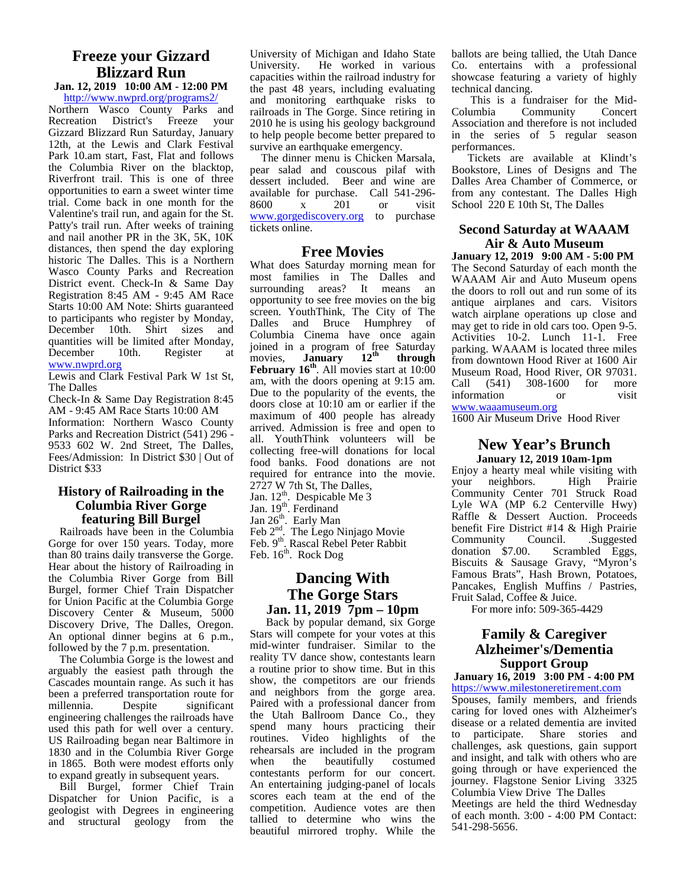## Freeze your Gizzard Blizzard Run

**Jan. 12, 2019 10:00 AM - 12:00 PM**

http://www.nwprd.org/programs2/

Northern Wasco County Parks and Recreation District's Freeze your Gizzard Blizzard Run Saturday, January 12th, at the Lewis and Clark Festival Park 10.am start, Fast, Flat and follows the Columbia River on the blacktop, Riverfront trail. This is one of three opportunities to earn a sweet winter time trial. Come back in one month for the Valentine's trail run, and again for the St. Patty's trail run. After weeks of training and nail another PR in the 3K, 5K, 10K distances, then spend the day exploring historic The Dalles. This is a Northern Wasco County Parks and Recreation District event. Check-In & Same Day Registration 8:45 AM - 9:45 AM Race Starts 10:00 AM Note: Shirts guaranteed to participants who register by Monday, December 10th. Shirt sizes and quantities will be limited after Monday, December 10th. Register at www.nwprd.org

Lewis and Clark Festival Park W 1st St, The Dalles

Check-In & Same Day Registration 8:45 AM - 9:45 AM Race Starts 10:00 AM

Information: Northern Wasco County Parks and Recreation District (541) 296 - 9533 602 W. 2nd Street, The Dalles, Fees/Admission: In District $30 | Out of District $33

## History of Railroading in the Columbia River Gorge featuring Bill Burgel

Railroads have been in the Columbia Gorge for over 150 years. Today, more than 80 trains daily transverse the Gorge. Hear about the history of Railroading in the Columbia River Gorge from Bill Burgel, former Chief Train Dispatcher for Union Pacific at the Columbia Gorge Discovery Center & Museum, 5000 Discovery Drive, The Dalles, Oregon. An optional dinner begins at 6 p.m., followed by the 7 p.m. presentation.

The Columbia Gorge is the lowest and arguably the easiest path through the Cascades mountain range. As such it has been a preferred transportation route for millennia. Despite significant engineering challenges the railroads have used this path for well over a century. US Railroading began near Baltimore in 1830 and in the Columbia River Gorge in 1865. Both were modest efforts only to expand greatly in subsequent years.

Bill Burgel, former Chief Train Dispatcher for Union Pacific, is a geologist with Degrees in engineering and structural geology from the University of Michigan and Idaho State University. He worked in various capacities within the railroad industry for the past 48 years, including evaluating and monitoring earthquake risks to railroads in The Gorge. Since retiring in 2010 he is using his geology background to help people become better prepared to survive an earthquake emergency.

The dinner menu is Chicken Marsala, pear salad and couscous pilaf with dessert included. Beer and wine are available for purchase. Call 541-296-8600 x 201 or visit www.gorgediscovery.org to purchase tickets online.

## Free Movies

What does Saturday morning mean for most families in The Dalles and surrounding areas? It means an opportunity to see free movies on the big screen. YouthThink, The City of The Dalles and Bruce Humphrey of Columbia Cinema have once again joined in a program of free Saturday movies, **January 12th through February 16th**. All movies start at 10:00 am, with the doors opening at 9:15 am. Due to the popularity of the events, the doors close at 10:10 am or earlier if the maximum of 400 people has already arrived. Admission is free and open to all. YouthThink volunteers will be collecting free-will donations for local food banks. Food donations are not required for entrance into the movie. 2727 W 7th St, The Dalles,

Jan. 12th. Despicable Me 3
Jan. 19th. Ferdinand
Jan 26th. Early Man
Feb 2nd. The Lego Ninjago Movie
Feb. 9th. Rascal Rebel Peter Rabbit
Feb. 16th. Rock Dog

## Dancing With The Gorge Stars

**Jan. 11, 2019 7pm – 10pm**

Back by popular demand, six Gorge Stars will compete for your votes at this mid-winter fundraiser. Similar to the reality TV dance show, contestants learn a routine prior to show time. But in this show, the competitors are our friends and neighbors from the gorge area. Paired with a professional dancer from the Utah Ballroom Dance Co., they spend many hours practicing their routines. Video highlights of the rehearsals are included in the program when the beautifully costumed contestants perform for our concert. An entertaining judging-panel of locals scores each team at the end of the competition. Audience votes are then tallied to determine who wins the beautiful mirrored trophy. While the ballots are being tallied, the Utah Dance Co. entertains with a professional showcase featuring a variety of highly technical dancing.

This is a fundraiser for the Mid-Columbia Community Concert Association and therefore is not included in the series of 5 regular season performances.

Tickets are available at Klindt's Bookstore, Lines of Designs and The Dalles Area Chamber of Commerce, or from any contestant. The Dalles High School 220 E 10th St, The Dalles

## Second Saturday at WAAAM Air & Auto Museum

**January 12, 2019 9:00 AM - 5:00 PM**

The Second Saturday of each month the WAAAM Air and Auto Museum opens the doors to roll out and run some of its antique airplanes and cars. Visitors watch airplane operations up close and may get to ride in old cars too. Open 9-5. Activities 10-2. Lunch 11-1. Free parking. WAAAM is located three miles from downtown Hood River at 1600 Air Museum Road, Hood River, OR 97031. Call (541) 308-1600 for more information or visit www.waaamuseum.org

1600 Air Museum Drive Hood River

## New Year's Brunch

**January 12, 2019 10am-1pm**

Enjoy a hearty meal while visiting with your neighbors. High Prairie Community Center 701 Struck Road Lyle WA (MP 6.2 Centerville Hwy) Raffle & Dessert Auction. Proceeds benefit Fire District #14 & High Prairie Community Council. .Suggested donation $7.00. Scrambled Eggs, Biscuits & Sausage Gravy, "Myron's Famous Brats", Hash Brown, Potatoes, Pancakes, English Muffins / Pastries, Fruit Salad, Coffee & Juice.

For more info: 509-365-4429

## Family & Caregiver Alzheimer's/Dementia Support Group

**January 16, 2019 3:00 PM - 4:00 PM**

https://www.milestoneretirement.com

Spouses, family members, and friends caring for loved ones with Alzheimer's disease or a related dementia are invited to participate. Share stories and challenges, ask questions, gain support and insight, and talk with others who are going through or have experienced the journey. Flagstone Senior Living 3325 Columbia View Drive The Dalles

Meetings are held the third Wednesday of each month. 3:00 - 4:00 PM Contact: 541-298-5656.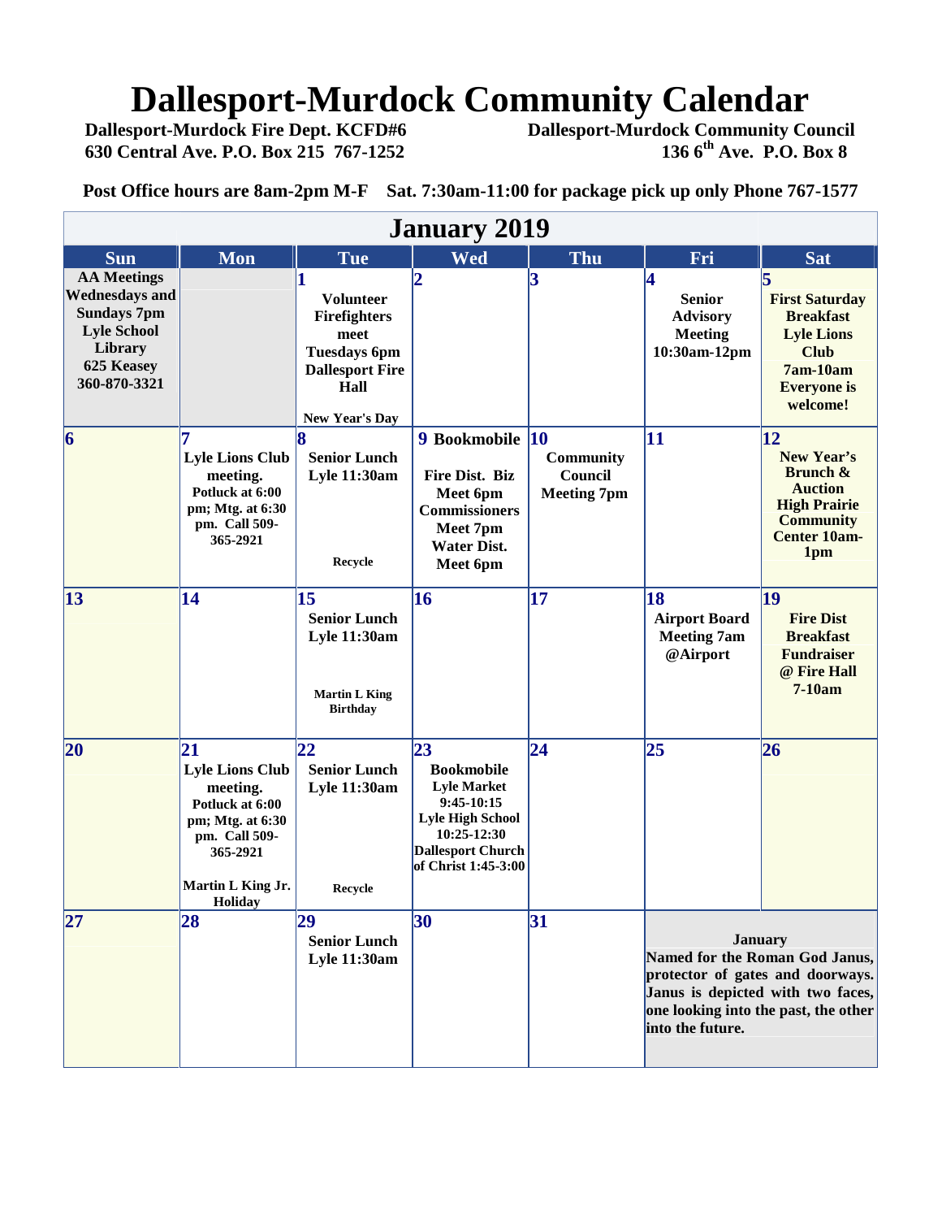# Dallesport-Murdock Community Calendar

Dallesport-Murdock Fire Dept. KCFD#6
630 Central Ave. P.O. Box 215 767-1252

Dallesport-Murdock Community Council
136 6th Ave. P.O. Box 8

**Post Office hours are 8am-2pm M-F  Sat. 7:30am-11:00 for package pick up only Phone 767-1577**

## January 2019

| Sun | Mon | Tue | Wed | Thu | Fri | Sat |
|---|---|---|---|---|---|---|
| AA Meetings Wednesdays and Sundays 7pm Lyle School Library 625 Keasey 360-870-3321 | | **1** Volunteer Firefighters meet Tuesdays 6pm Dallesport Fire Hall<br>New Year's Day | **2** | **3** | **4** Senior Advisory Meeting 10:30am-12pm | **5** First Saturday Breakfast Lyle Lions Club 7am-10am Everyone is welcome! |
| **6** | **7** Lyle Lions Club meeting. Potluck at 6:00 pm; Mtg. at 6:30 pm. Call 509-365-2921 | **8** Senior Lunch Lyle 11:30am<br>Recycle | **9** Bookmobile<br>Fire Dist. Biz Meet 6pm Commissioners Meet 7pm Water Dist. Meet 6pm | **10** Community Council Meeting 7pm | **11** | **12** New Year's Brunch & Auction High Prairie Community Center 10am-1pm |
| **13** | **14** | **15** Senior Lunch Lyle 11:30am<br>Martin L King Birthday | **16** | **17** | **18** Airport Board Meeting 7am @Airport | **19** Fire Dist Breakfast Fundraiser @ Fire Hall 7-10am |
| **20** | **21** Lyle Lions Club meeting. Potluck at 6:00 pm; Mtg. at 6:30 pm. Call 509-365-2921<br>Martin L King Jr. Holiday | **22** Senior Lunch Lyle 11:30am<br>Recycle | **23** Bookmobile Lyle Market 9:45-10:15 Lyle High School 10:25-12:30 Dallesport Church of Christ 1:45-3:00 | **24** | **25** | **26** |
| **27** | **28** | **29** Senior Lunch Lyle 11:30am | **30** | **31** | January<br>Named for the Roman God Janus, protector of gates and doorways. Janus is depicted with two faces, one looking into the past, the other into the future. | |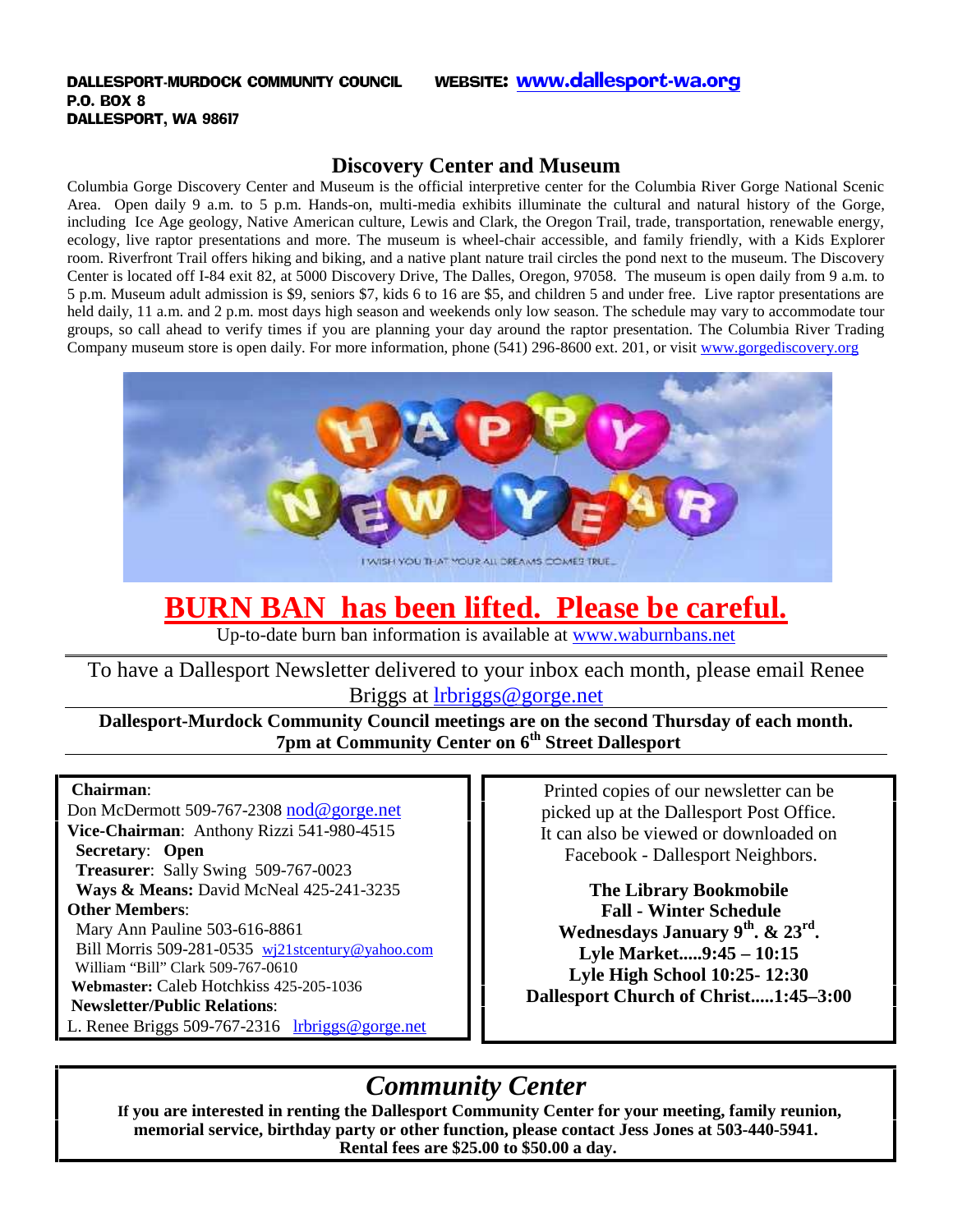**DALLESPORT-MURDOCK COMMUNITY COUNCIL** WEBSITE: **www.dallesport-wa.org**
**P.O. BOX 8**
**DALLESPORT, WA 98617**

## Discovery Center and Museum

Columbia Gorge Discovery Center and Museum is the official interpretive center for the Columbia River Gorge National Scenic Area. Open daily 9 a.m. to 5 p.m. Hands-on, multi-media exhibits illuminate the cultural and natural history of the Gorge, including Ice Age geology, Native American culture, Lewis and Clark, the Oregon Trail, trade, transportation, renewable energy, ecology, live raptor presentations and more. The museum is wheel-chair accessible, and family friendly, with a Kids Explorer room. Riverfront Trail offers hiking and biking, and a native plant nature trail circles the pond next to the museum. The Discovery Center is located off I-84 exit 82, at 5000 Discovery Drive, The Dalles, Oregon, 97058. The museum is open daily from 9 a.m. to 5 p.m. Museum adult admission is $9, seniors $7, kids 6 to 16 are $5, and children 5 and under free. Live raptor presentations are held daily, 11 a.m. and 2 p.m. most days high season and weekends only low season. The schedule may vary to accommodate tour groups, so call ahead to verify times if you are planning your day around the raptor presentation. The Columbia River Trading Company museum store is open daily. For more information, phone (541) 296-8600 ext. 201, or visit www.gorgediscovery.org

# BURN BAN has been lifted. Please be careful.

Up-to-date burn ban information is available at www.waburnbans.net

To have a Dallesport Newsletter delivered to your inbox each month, please email Renee Briggs at lrbriggs@gorge.net

**Dallesport-Murdock Community Council meetings are on the second Thursday of each month. 7pm at Community Center on 6th Street Dallesport**

**Chairman**:
Don McDermott 509-767-2308 nod@gorge.net
**Vice-Chairman**: Anthony Rizzi 541-980-4515
**Secretary**: **Open**
**Treasurer**: Sally Swing 509-767-0023
**Ways & Means:** David McNeal 425-241-3235
**Other Members**:
Mary Ann Pauline 503-616-8861
Bill Morris 509-281-0535 wj21stcentury@yahoo.com
William "Bill" Clark 509-767-0610
**Webmaster:** Caleb Hotchkiss 425-205-1036
**Newsletter/Public Relations**:
L. Renee Briggs 509-767-2316 lrbriggs@gorge.net

Printed copies of our newsletter can be picked up at the Dallesport Post Office. It can also be viewed or downloaded on Facebook - Dallesport Neighbors.

**The Library Bookmobile**
**Fall - Winter Schedule**
**Wednesdays January 9th. & 23rd.**
**Lyle Market.....9:45 – 10:15**
**Lyle High School 10:25- 12:30**
**Dallesport Church of Christ.....1:45–3:00**

## *Community Center*

**If you are interested in renting the Dallesport Community Center for your meeting, family reunion, memorial service, birthday party or other function, please contact Jess Jones at 503-440-5941. Rental fees are $25.00 to $50.00 a day.**